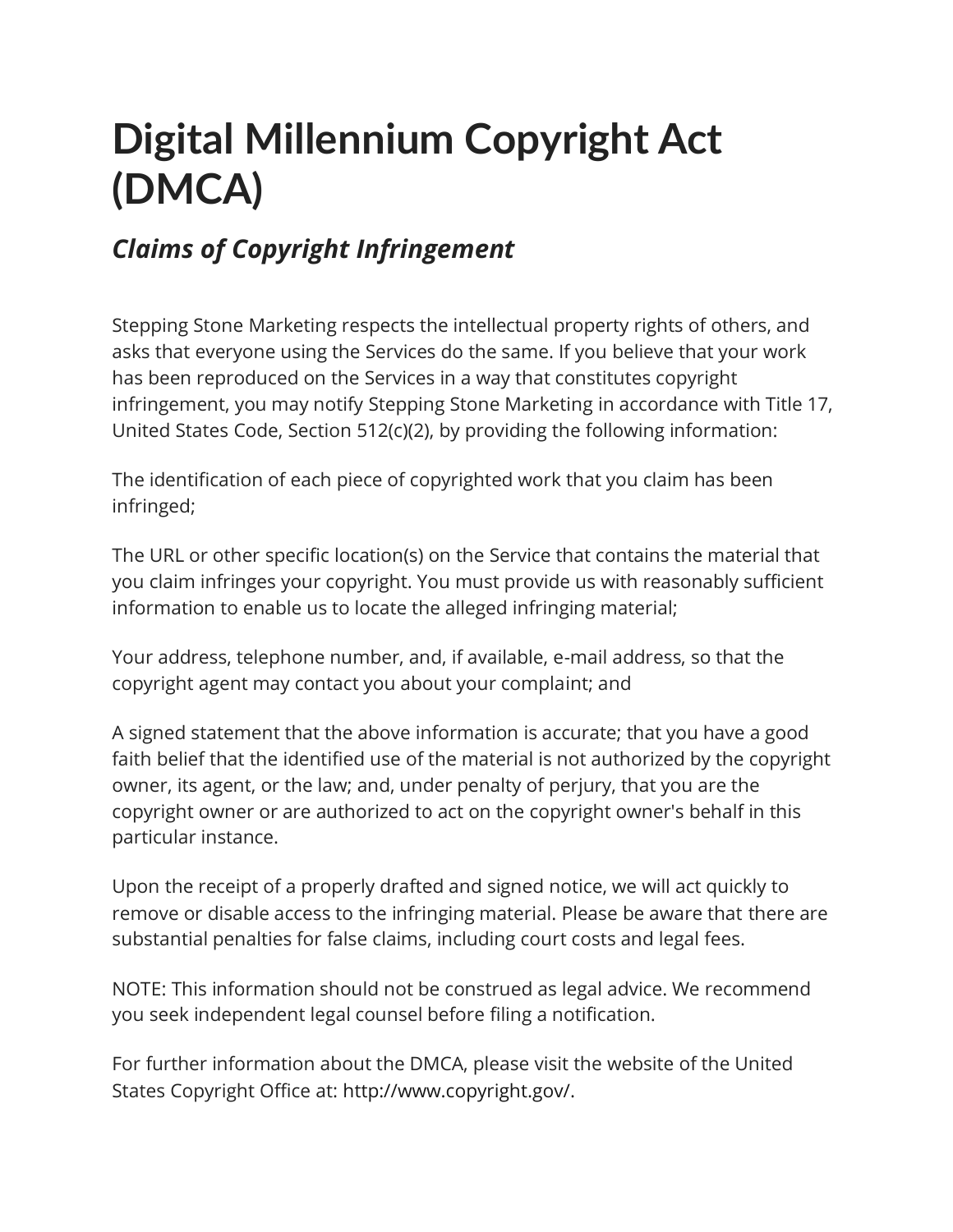# Digital Millennium Copyright Act (DMCA)

## *Claims of Copyright Infringement*

Stepping Stone Marketing respects the intellectual property rights of others, and asks that everyone using the Services do the same. If you believe that your work has been reproduced on the Services in a way that constitutes copyright infringement, you may notify Stepping Stone Marketing in accordance with Title 17, United States Code, Section 512(c)(2), by providing the following information:

The identification of each piece of copyrighted work that you claim has been infringed;

The URL or other specific location(s) on the Service that contains the material that you claim infringes your copyright. You must provide us with reasonably sufficient information to enable us to locate the alleged infringing material;

Your address, telephone number, and, if available, e-mail address, so that the copyright agent may contact you about your complaint; and

A signed statement that the above information is accurate; that you have a good faith belief that the identified use of the material is not authorized by the copyright owner, its agent, or the law; and, under penalty of perjury, that you are the copyright owner or are authorized to act on the copyright owner's behalf in this particular instance.

Upon the receipt of a properly drafted and signed notice, we will act quickly to remove or disable access to the infringing material. Please be aware that there are substantial penalties for false claims, including court costs and legal fees.

NOTE: This information should not be construed as legal advice. We recommend you seek independent legal counsel before filing a notification.

For further information about the DMCA, please visit the website of the United States Copyright Office at: http://www.copyright.gov/.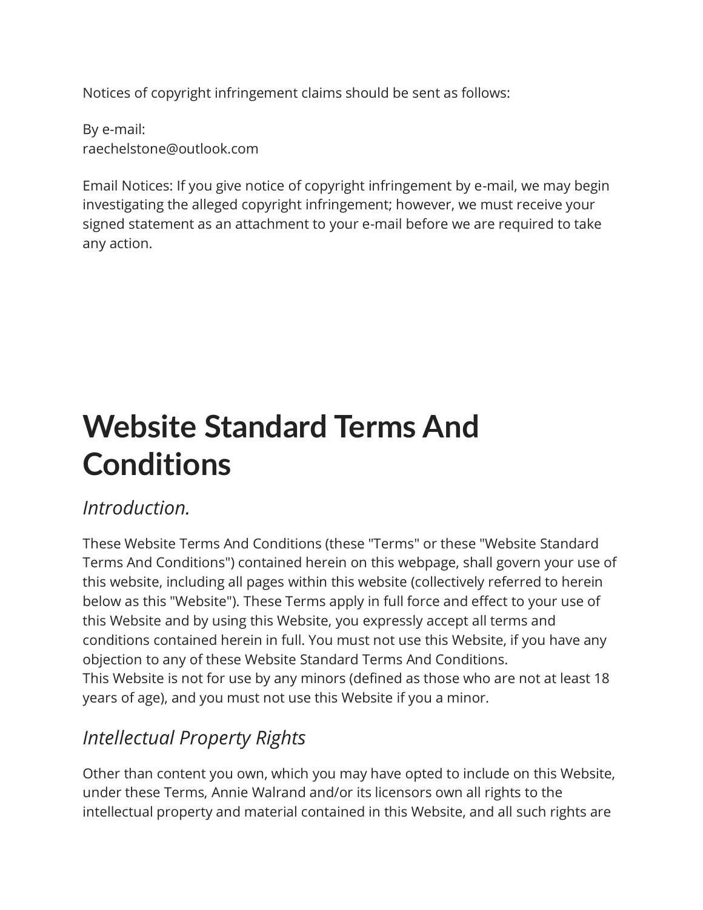Notices of copyright infringement claims should be sent as follows:

By e-mail:
raechelstone@outlook.com

Email Notices: If you give notice of copyright infringement by e-mail, we may begin investigating the alleged copyright infringement; however, we must receive your signed statement as an attachment to your e-mail before we are required to take any action.

# Website Standard Terms And Conditions

## *Introduction.*

These Website Terms And Conditions (these "Terms" or these "Website Standard Terms And Conditions") contained herein on this webpage, shall govern your use of this website, including all pages within this website (collectively referred to herein below as this "Website"). These Terms apply in full force and effect to your use of this Website and by using this Website, you expressly accept all terms and conditions contained herein in full. You must not use this Website, if you have any objection to any of these Website Standard Terms And Conditions.
This Website is not for use by any minors (defined as those who are not at least 18 years of age), and you must not use this Website if you a minor.

## *Intellectual Property Rights*

Other than content you own, which you may have opted to include on this Website, under these Terms, Annie Walrand and/or its licensors own all rights to the intellectual property and material contained in this Website, and all such rights are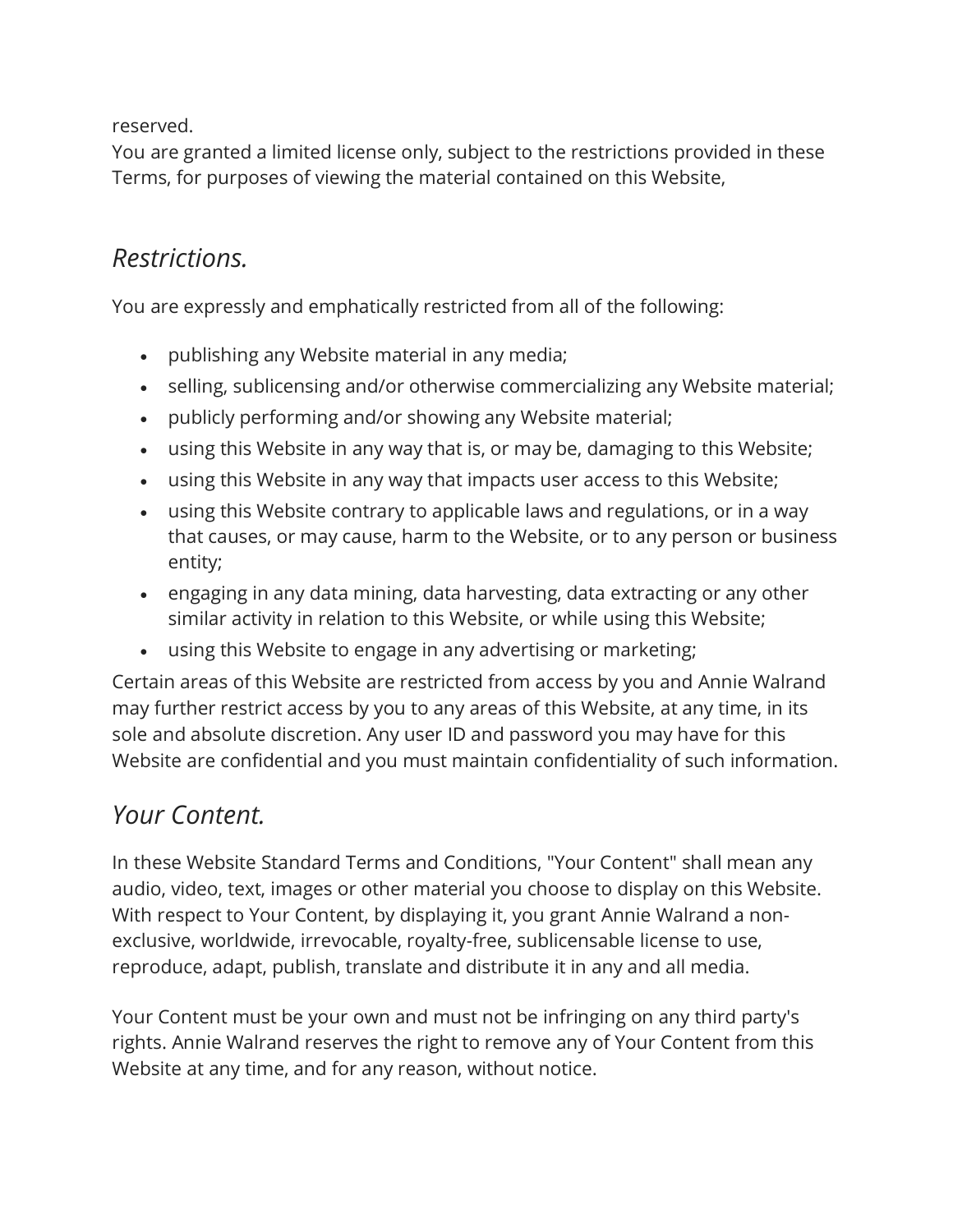reserved.
You are granted a limited license only, subject to the restrictions provided in these Terms, for purposes of viewing the material contained on this Website,

## *Restrictions.*

You are expressly and emphatically restricted from all of the following:

- publishing any Website material in any media;
- selling, sublicensing and/or otherwise commercializing any Website material;
- publicly performing and/or showing any Website material;
- using this Website in any way that is, or may be, damaging to this Website;
- using this Website in any way that impacts user access to this Website;
- using this Website contrary to applicable laws and regulations, or in a way that causes, or may cause, harm to the Website, or to any person or business entity;
- engaging in any data mining, data harvesting, data extracting or any other similar activity in relation to this Website, or while using this Website;
- using this Website to engage in any advertising or marketing;

Certain areas of this Website are restricted from access by you and Annie Walrand may further restrict access by you to any areas of this Website, at any time, in its sole and absolute discretion. Any user ID and password you may have for this Website are confidential and you must maintain confidentiality of such information.

## *Your Content.*

In these Website Standard Terms and Conditions, "Your Content" shall mean any audio, video, text, images or other material you choose to display on this Website. With respect to Your Content, by displaying it, you grant Annie Walrand a non-exclusive, worldwide, irrevocable, royalty-free, sublicensable license to use, reproduce, adapt, publish, translate and distribute it in any and all media.

Your Content must be your own and must not be infringing on any third party's rights. Annie Walrand reserves the right to remove any of Your Content from this Website at any time, and for any reason, without notice.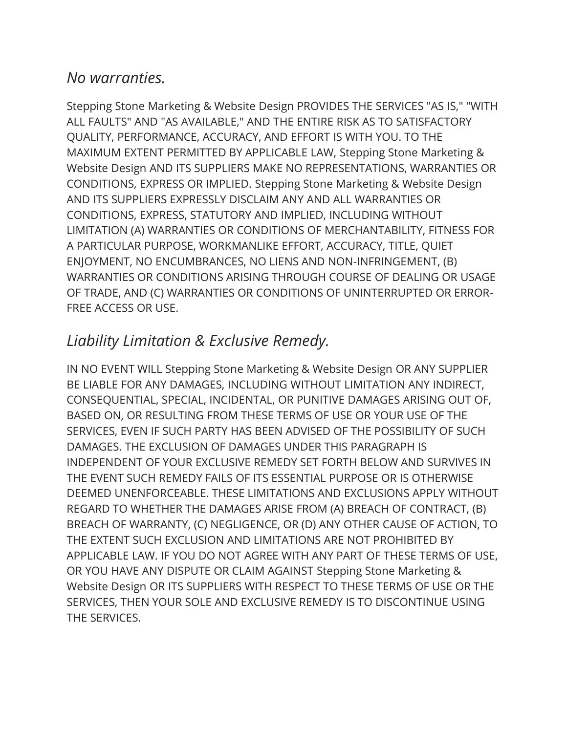## *No warranties.*

Stepping Stone Marketing & Website Design PROVIDES THE SERVICES "AS IS," "WITH ALL FAULTS" AND "AS AVAILABLE," AND THE ENTIRE RISK AS TO SATISFACTORY QUALITY, PERFORMANCE, ACCURACY, AND EFFORT IS WITH YOU. TO THE MAXIMUM EXTENT PERMITTED BY APPLICABLE LAW, Stepping Stone Marketing & Website Design AND ITS SUPPLIERS MAKE NO REPRESENTATIONS, WARRANTIES OR CONDITIONS, EXPRESS OR IMPLIED. Stepping Stone Marketing & Website Design AND ITS SUPPLIERS EXPRESSLY DISCLAIM ANY AND ALL WARRANTIES OR CONDITIONS, EXPRESS, STATUTORY AND IMPLIED, INCLUDING WITHOUT LIMITATION (A) WARRANTIES OR CONDITIONS OF MERCHANTABILITY, FITNESS FOR A PARTICULAR PURPOSE, WORKMANLIKE EFFORT, ACCURACY, TITLE, QUIET ENJOYMENT, NO ENCUMBRANCES, NO LIENS AND NON-INFRINGEMENT, (B) WARRANTIES OR CONDITIONS ARISING THROUGH COURSE OF DEALING OR USAGE OF TRADE, AND (C) WARRANTIES OR CONDITIONS OF UNINTERRUPTED OR ERROR-FREE ACCESS OR USE.

## *Liability Limitation & Exclusive Remedy.*

IN NO EVENT WILL Stepping Stone Marketing & Website Design OR ANY SUPPLIER BE LIABLE FOR ANY DAMAGES, INCLUDING WITHOUT LIMITATION ANY INDIRECT, CONSEQUENTIAL, SPECIAL, INCIDENTAL, OR PUNITIVE DAMAGES ARISING OUT OF, BASED ON, OR RESULTING FROM THESE TERMS OF USE OR YOUR USE OF THE SERVICES, EVEN IF SUCH PARTY HAS BEEN ADVISED OF THE POSSIBILITY OF SUCH DAMAGES. THE EXCLUSION OF DAMAGES UNDER THIS PARAGRAPH IS INDEPENDENT OF YOUR EXCLUSIVE REMEDY SET FORTH BELOW AND SURVIVES IN THE EVENT SUCH REMEDY FAILS OF ITS ESSENTIAL PURPOSE OR IS OTHERWISE DEEMED UNENFORCEABLE. THESE LIMITATIONS AND EXCLUSIONS APPLY WITHOUT REGARD TO WHETHER THE DAMAGES ARISE FROM (A) BREACH OF CONTRACT, (B) BREACH OF WARRANTY, (C) NEGLIGENCE, OR (D) ANY OTHER CAUSE OF ACTION, TO THE EXTENT SUCH EXCLUSION AND LIMITATIONS ARE NOT PROHIBITED BY APPLICABLE LAW. IF YOU DO NOT AGREE WITH ANY PART OF THESE TERMS OF USE, OR YOU HAVE ANY DISPUTE OR CLAIM AGAINST Stepping Stone Marketing & Website Design OR ITS SUPPLIERS WITH RESPECT TO THESE TERMS OF USE OR THE SERVICES, THEN YOUR SOLE AND EXCLUSIVE REMEDY IS TO DISCONTINUE USING THE SERVICES.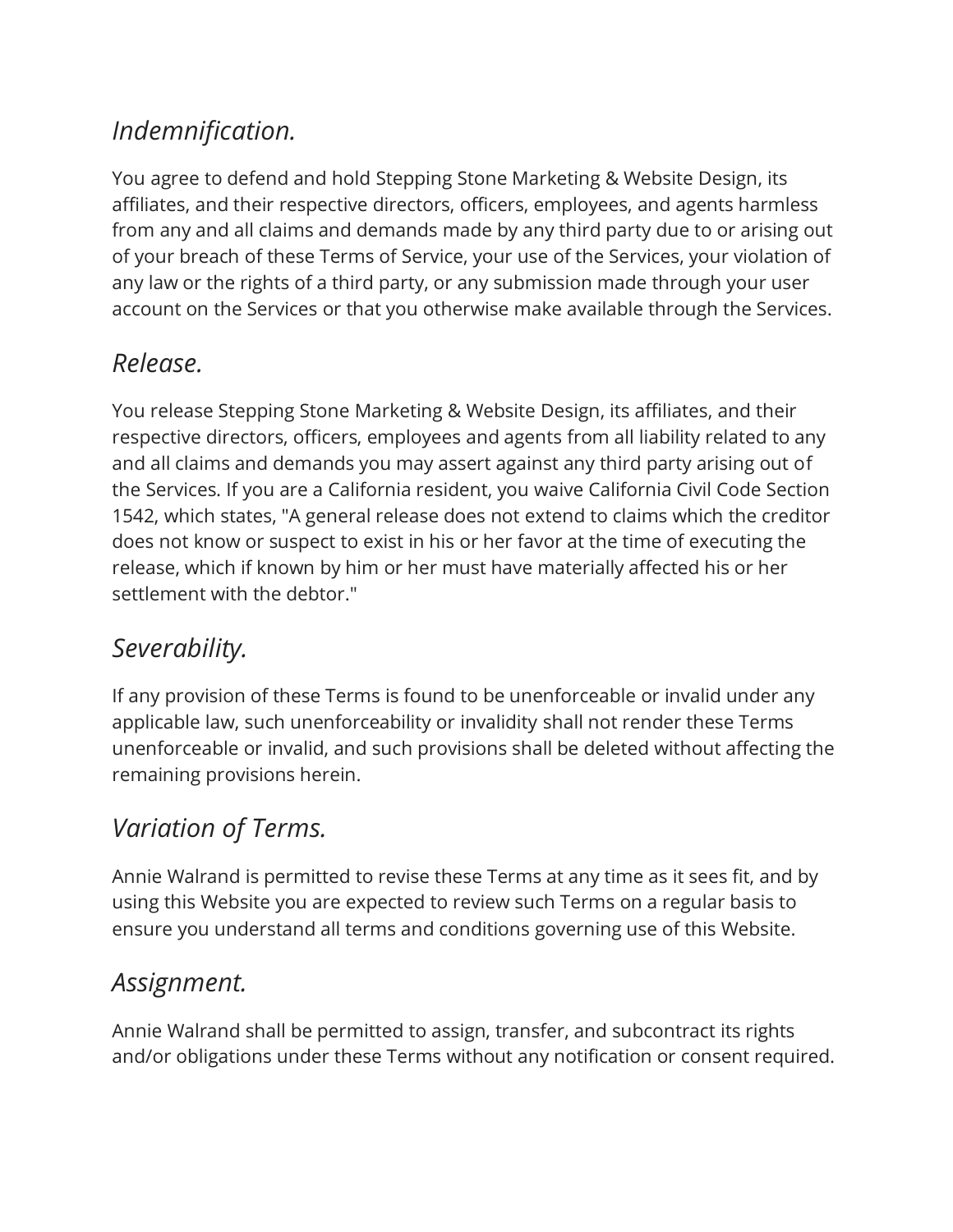## *Indemnification.*

You agree to defend and hold Stepping Stone Marketing & Website Design, its affiliates, and their respective directors, officers, employees, and agents harmless from any and all claims and demands made by any third party due to or arising out of your breach of these Terms of Service, your use of the Services, your violation of any law or the rights of a third party, or any submission made through your user account on the Services or that you otherwise make available through the Services.

## *Release.*

You release Stepping Stone Marketing & Website Design, its affiliates, and their respective directors, officers, employees and agents from all liability related to any and all claims and demands you may assert against any third party arising out of the Services. If you are a California resident, you waive California Civil Code Section 1542, which states, "A general release does not extend to claims which the creditor does not know or suspect to exist in his or her favor at the time of executing the release, which if known by him or her must have materially affected his or her settlement with the debtor."

## *Severability.*

If any provision of these Terms is found to be unenforceable or invalid under any applicable law, such unenforceability or invalidity shall not render these Terms unenforceable or invalid, and such provisions shall be deleted without affecting the remaining provisions herein.

## *Variation of Terms.*

Annie Walrand is permitted to revise these Terms at any time as it sees fit, and by using this Website you are expected to review such Terms on a regular basis to ensure you understand all terms and conditions governing use of this Website.

## *Assignment.*

Annie Walrand shall be permitted to assign, transfer, and subcontract its rights and/or obligations under these Terms without any notification or consent required.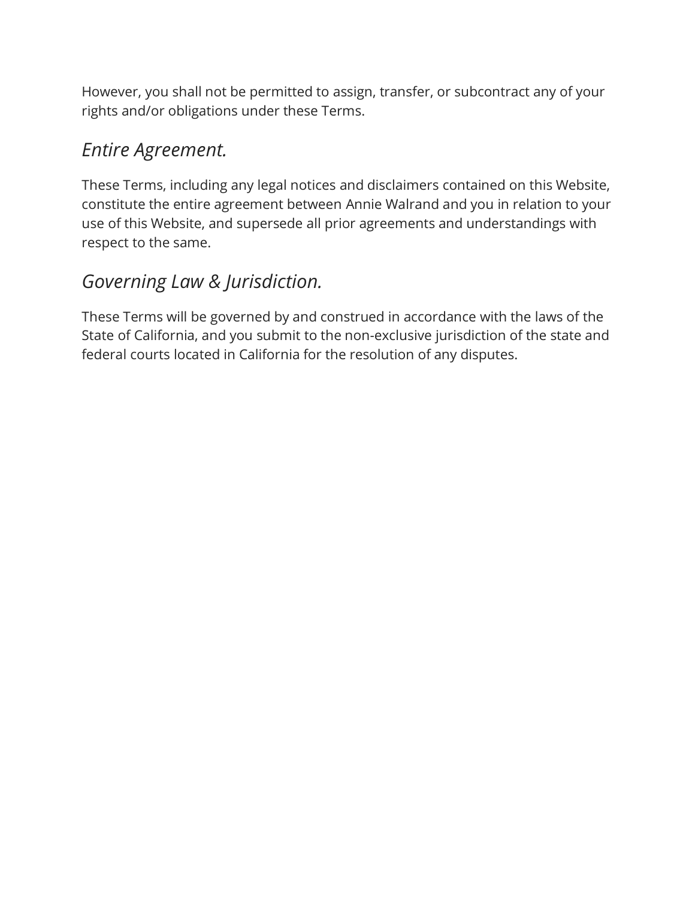However, you shall not be permitted to assign, transfer, or subcontract any of your rights and/or obligations under these Terms.

## *Entire Agreement.*

These Terms, including any legal notices and disclaimers contained on this Website, constitute the entire agreement between Annie Walrand and you in relation to your use of this Website, and supersede all prior agreements and understandings with respect to the same.

## *Governing Law & Jurisdiction.*

These Terms will be governed by and construed in accordance with the laws of the State of California, and you submit to the non-exclusive jurisdiction of the state and federal courts located in California for the resolution of any disputes.